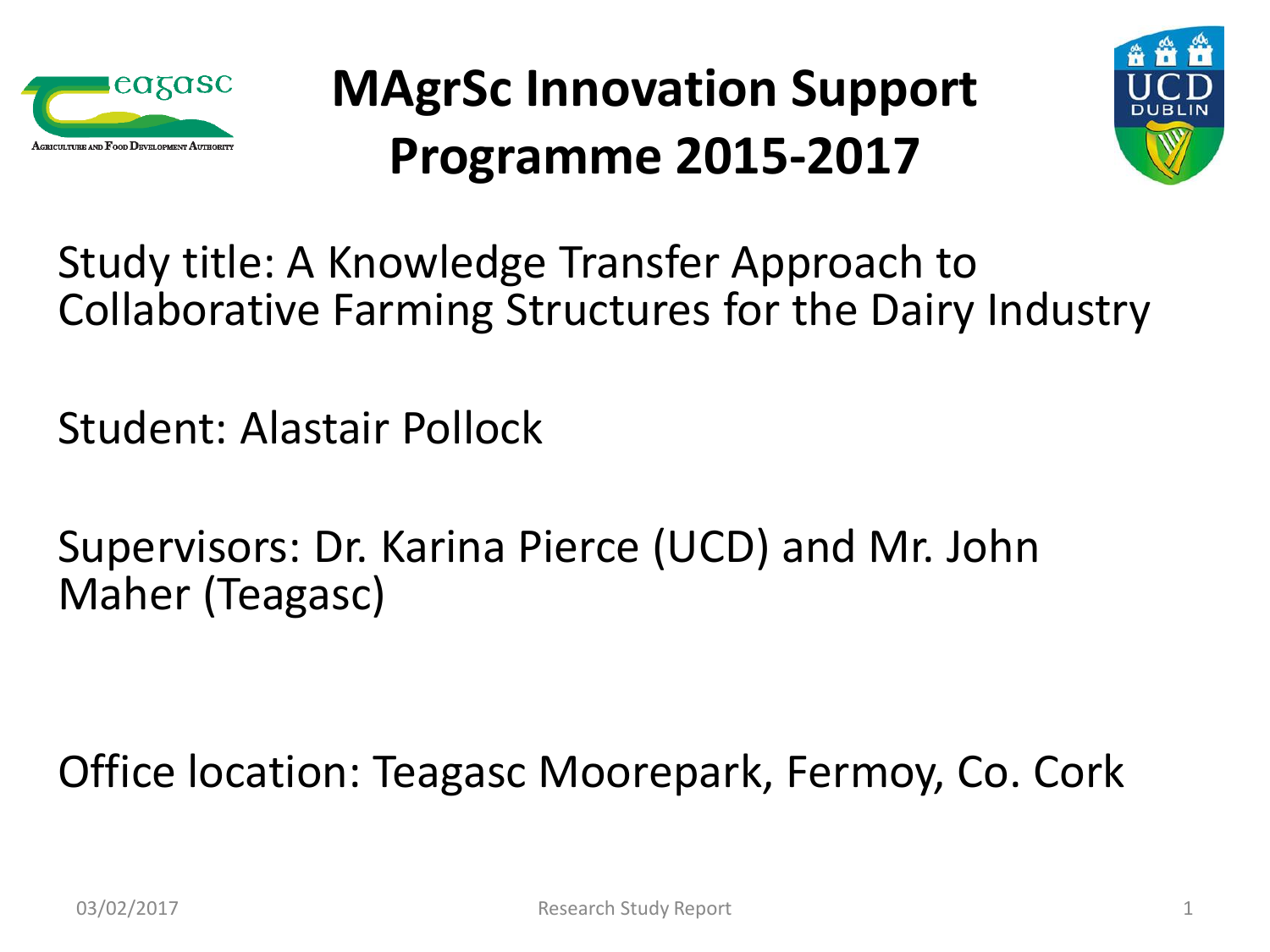# MAgrSc Innovation Support Programme 2015-2017

Study title: A Knowledge Transfer Approach to Collaborative Farming Structures for the Dairy Industry

Student: Alastair Pollock

Supervisors: Dr. Karina Pierce (UCD) and Mr. John Maher (Teagasc)

Office location: Teagasc Moorepark, Fermoy, Co. Cork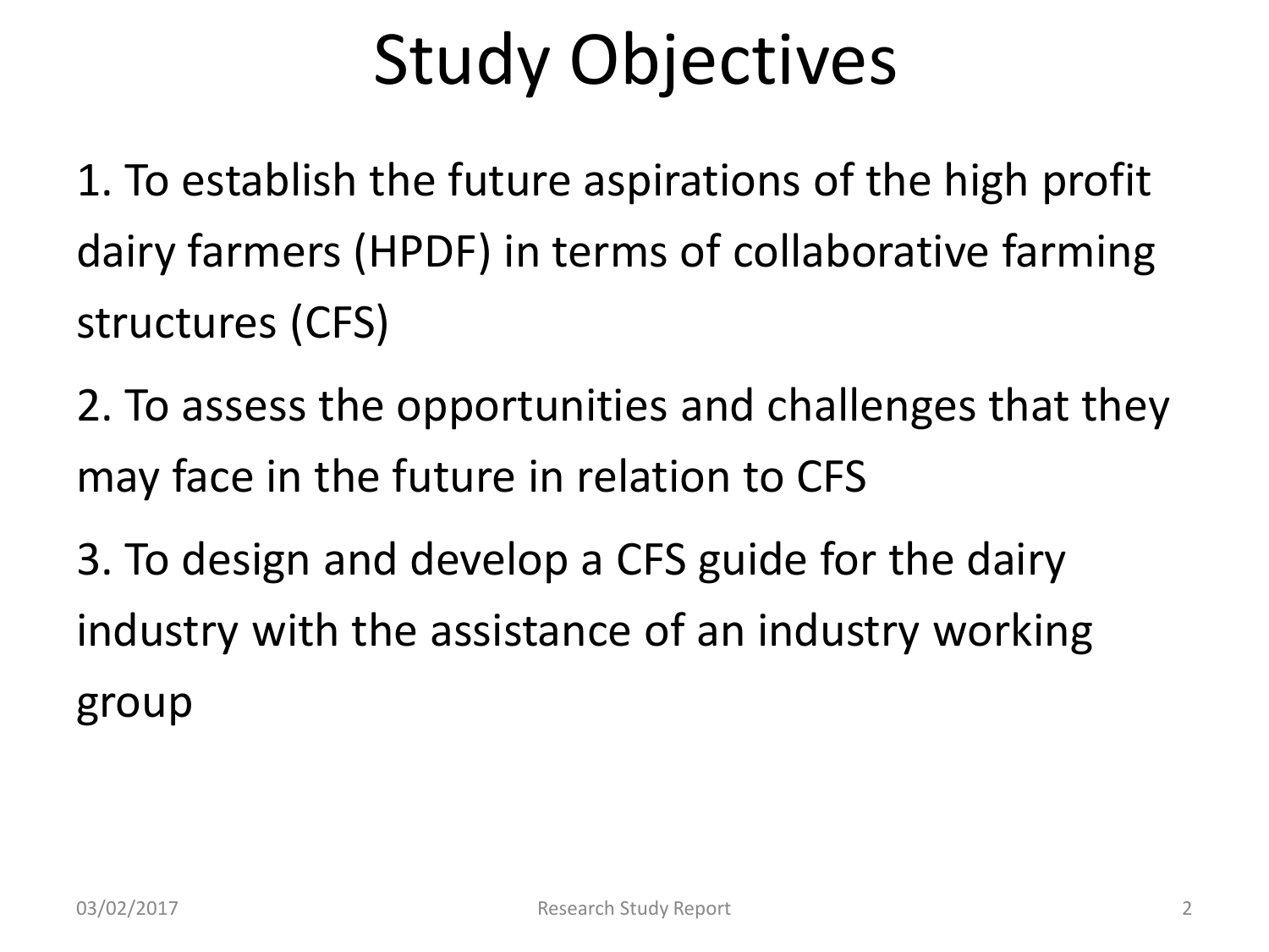# Study Objectives

1. To establish the future aspirations of the high profit dairy farmers (HPDF) in terms of collaborative farming structures (CFS)

2. To assess the opportunities and challenges that they may face in the future in relation to CFS

3. To design and develop a CFS guide for the dairy industry with the assistance of an industry working group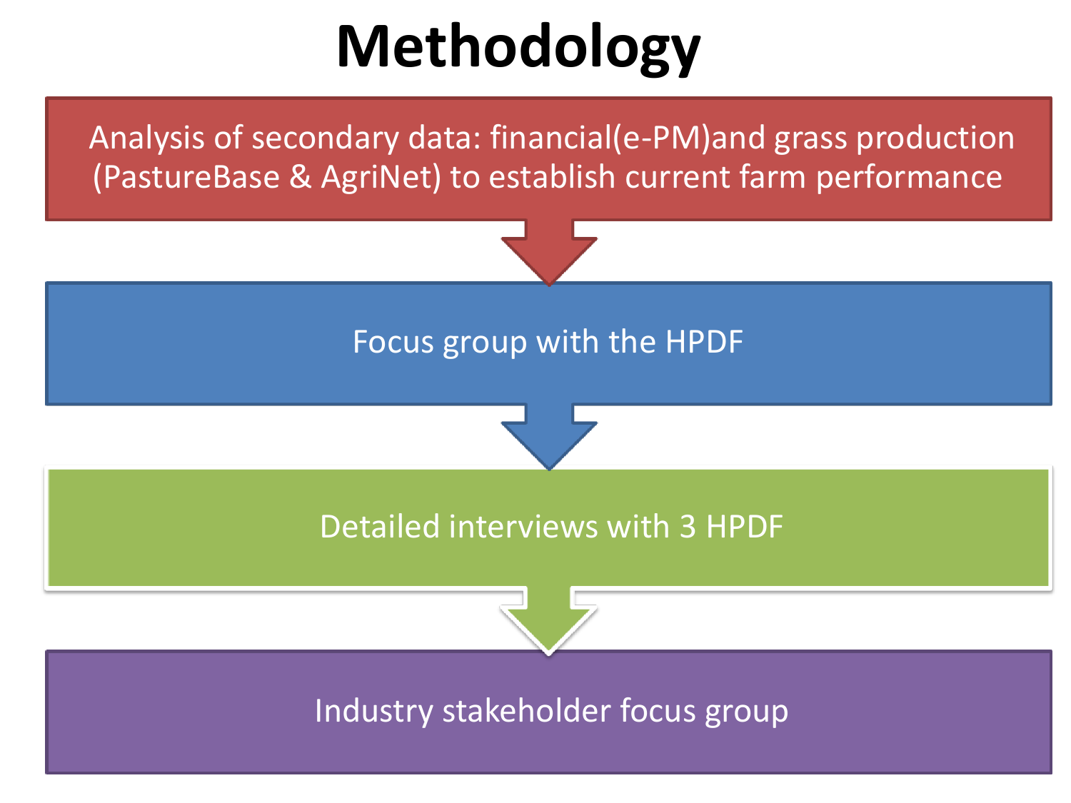# Methodology

1. Analysis of secondary data: financial(e-PM)and grass production (PastureBase & AgriNet) to establish current farm performance
2. Focus group with the HPDF
3. Detailed interviews with 3 HPDF
4. Industry stakeholder focus group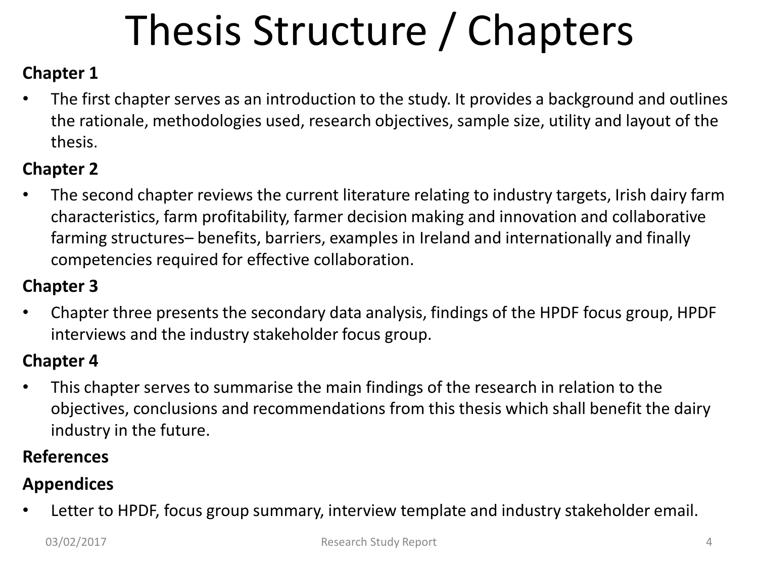# Thesis Structure / Chapters

**Chapter 1**

- The first chapter serves as an introduction to the study. It provides a background and outlines the rationale, methodologies used, research objectives, sample size, utility and layout of the thesis.

**Chapter 2**

- The second chapter reviews the current literature relating to industry targets, Irish dairy farm characteristics, farm profitability, farmer decision making and innovation and collaborative farming structures– benefits, barriers, examples in Ireland and internationally and finally competencies required for effective collaboration.

**Chapter 3**

- Chapter three presents the secondary data analysis, findings of the HPDF focus group, HPDF interviews and the industry stakeholder focus group.

**Chapter 4**

- This chapter serves to summarise the main findings of the research in relation to the objectives, conclusions and recommendations from this thesis which shall benefit the dairy industry in the future.

**References**

**Appendices**

- Letter to HPDF, focus group summary, interview template and industry stakeholder email.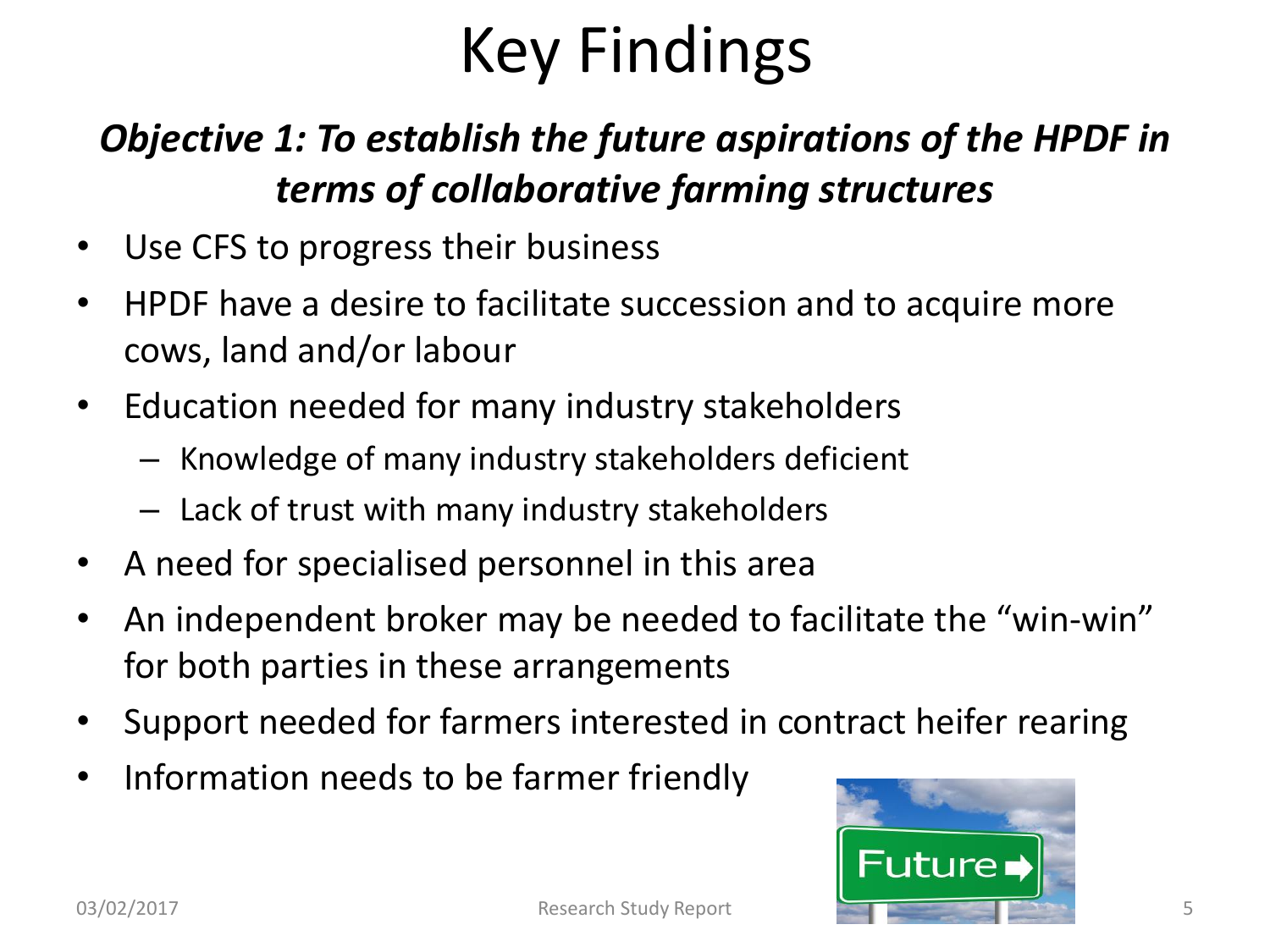# Key Findings

## *Objective 1: To establish the future aspirations of the HPDF in terms of collaborative farming structures*

- Use CFS to progress their business
- HPDF have a desire to facilitate succession and to acquire more cows, land and/or labour
- Education needed for many industry stakeholders
  - Knowledge of many industry stakeholders deficient
  - Lack of trust with many industry stakeholders
- A need for specialised personnel in this area
- An independent broker may be needed to facilitate the "win-win" for both parties in these arrangements
- Support needed for farmers interested in contract heifer rearing
- Information needs to be farmer friendly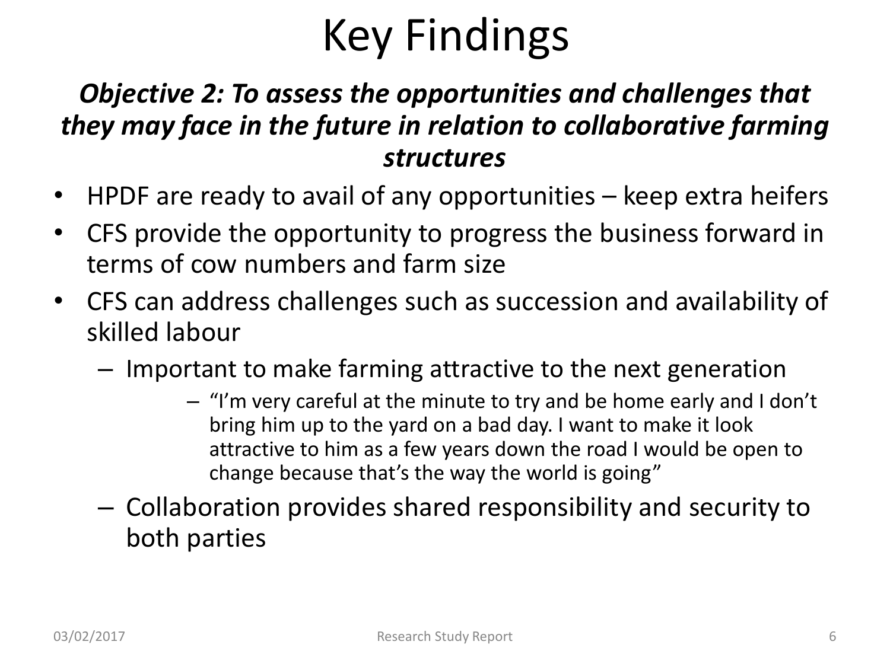# Key Findings

***Objective 2: To assess the opportunities and challenges that they may face in the future in relation to collaborative farming structures***

- HPDF are ready to avail of any opportunities – keep extra heifers
- CFS provide the opportunity to progress the business forward in terms of cow numbers and farm size
- CFS can address challenges such as succession and availability of skilled labour
  - Important to make farming attractive to the next generation
    - "I'm very careful at the minute to try and be home early and I don't bring him up to the yard on a bad day. I want to make it look attractive to him as a few years down the road I would be open to change because that's the way the world is going"
  - Collaboration provides shared responsibility and security to both parties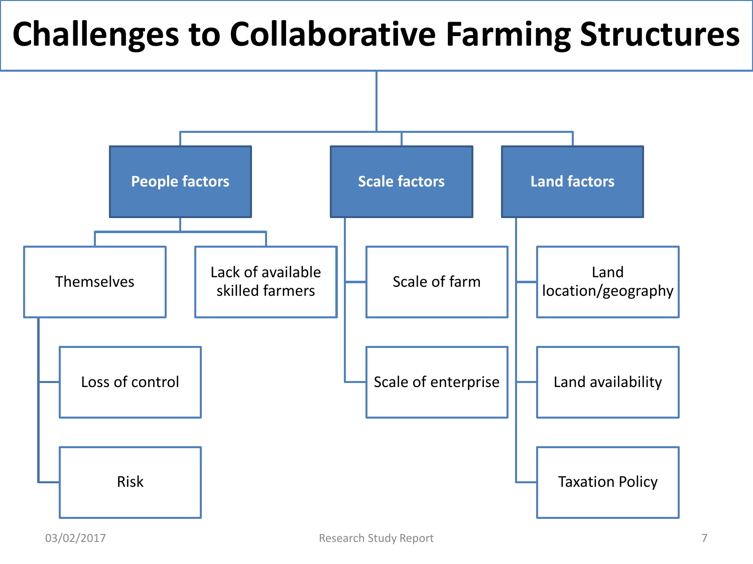# Challenges to Collaborative Farming Structures

- **People factors**
  - Themselves
    - Loss of control
    - Risk
  - Lack of available skilled farmers
- **Scale factors**
  - Scale of farm
  - Scale of enterprise
- **Land factors**
  - Land location/geography
  - Land availability
  - Taxation Policy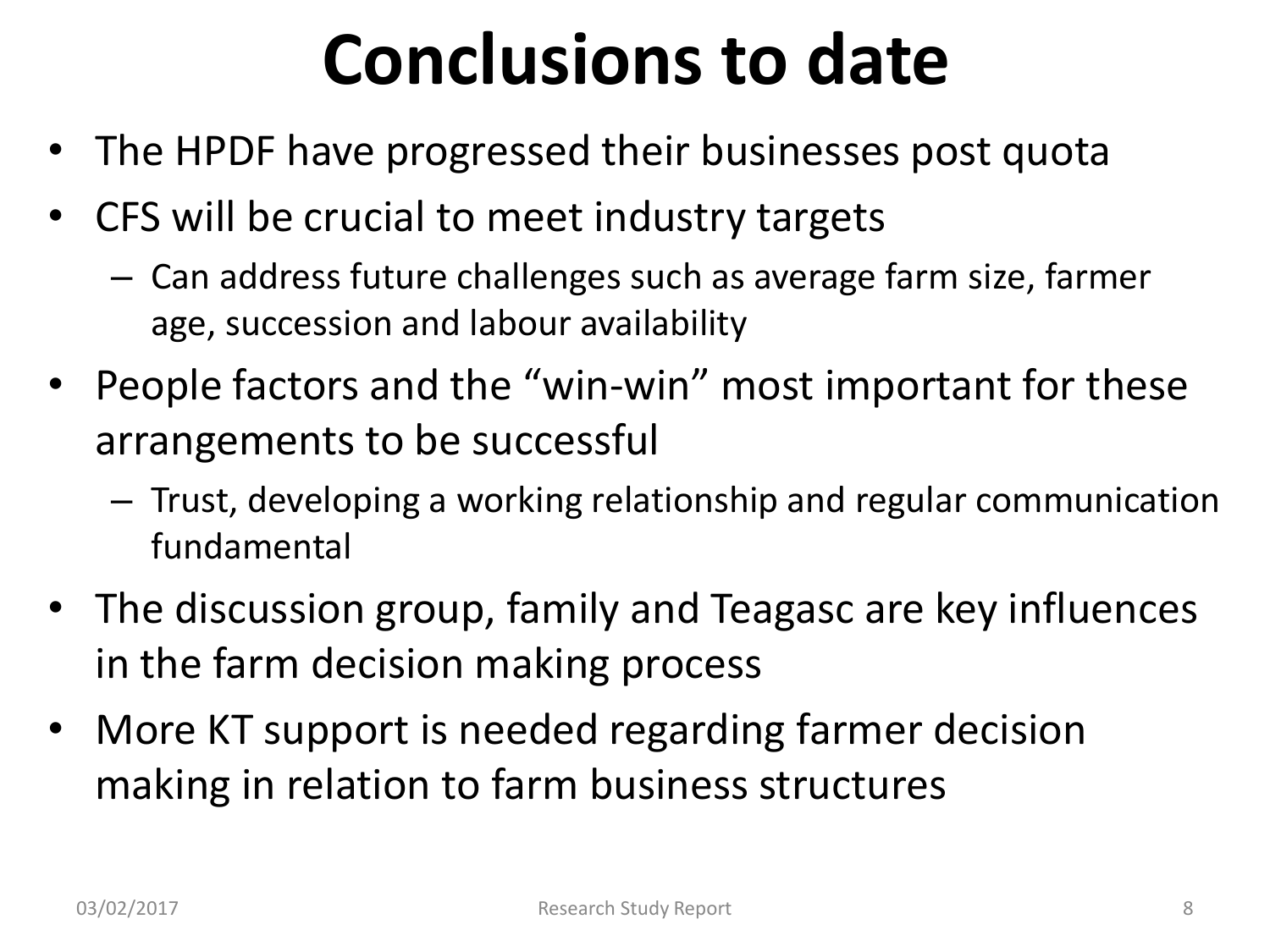# Conclusions to date

- The HPDF have progressed their businesses post quota
- CFS will be crucial to meet industry targets
  - Can address future challenges such as average farm size, farmer age, succession and labour availability
- People factors and the “win-win” most important for these arrangements to be successful
  - Trust, developing a working relationship and regular communication fundamental
- The discussion group, family and Teagasc are key influences in the farm decision making process
- More KT support is needed regarding farmer decision making in relation to farm business structures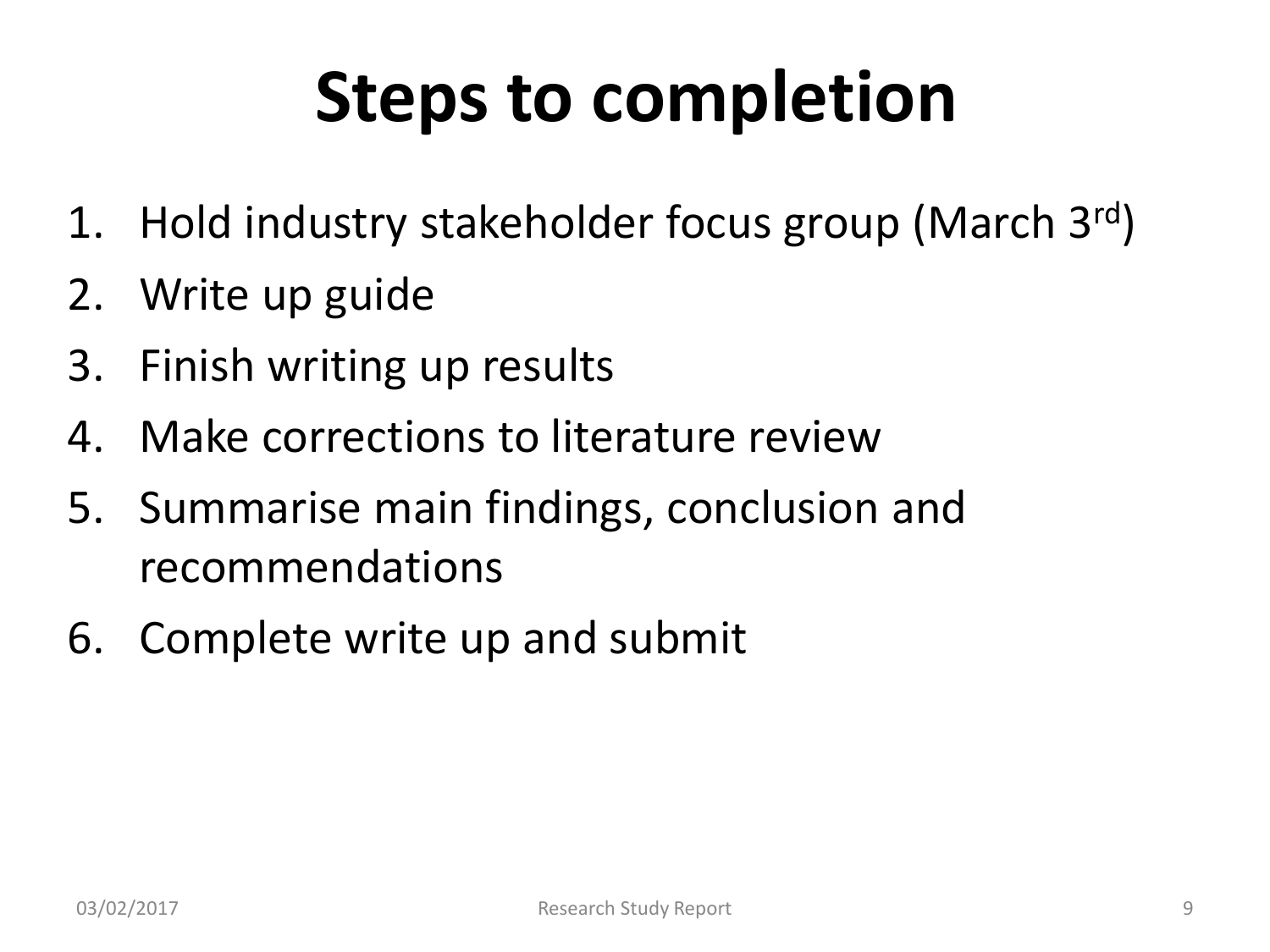# Steps to completion

1. Hold industry stakeholder focus group (March 3rd)
2. Write up guide
3. Finish writing up results
4. Make corrections to literature review
5. Summarise main findings, conclusion and recommendations
6. Complete write up and submit